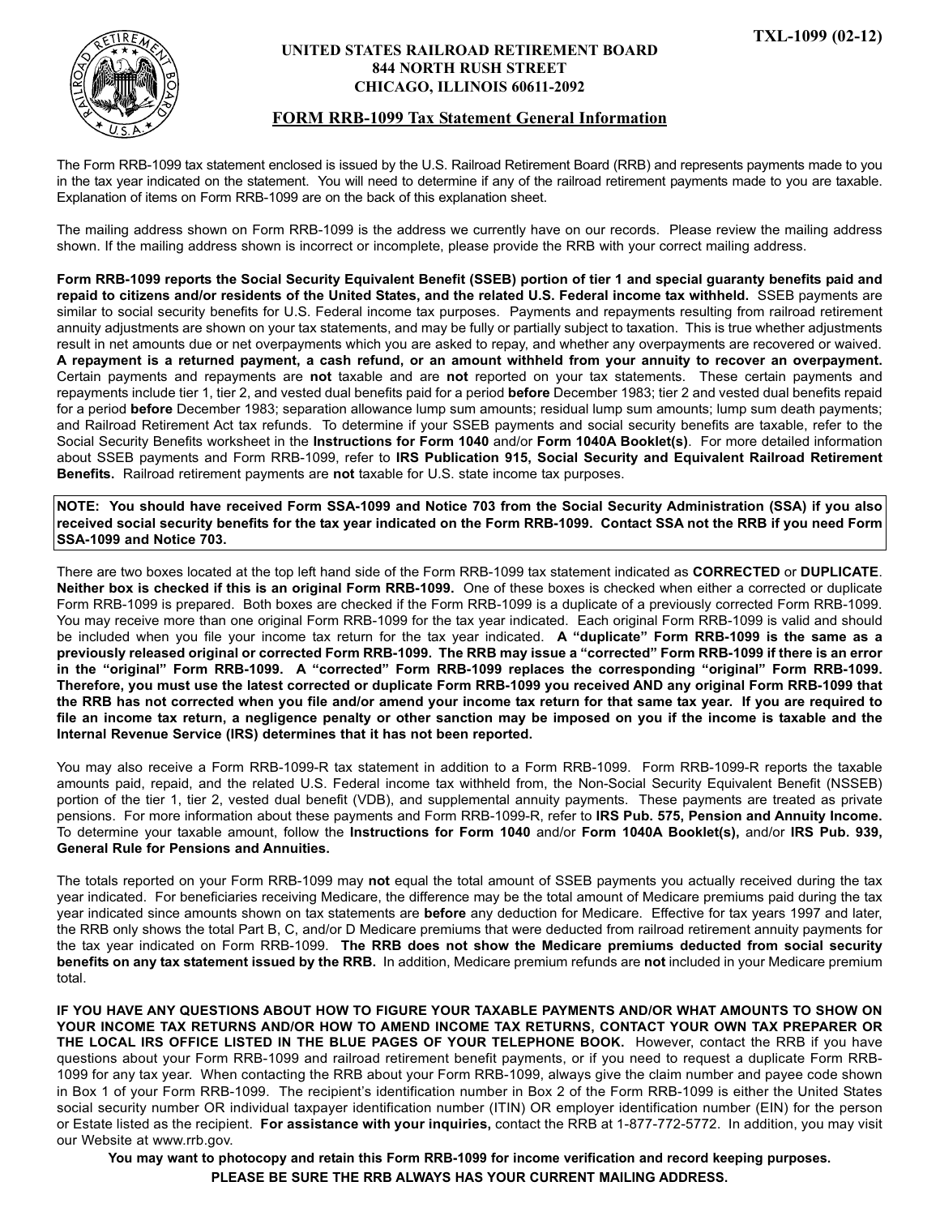TXL-1099 (02-12)

**UNITED STATES RAILROAD RETIREMENT BOARD**
**844 NORTH RUSH STREET**
**CHICAGO, ILLINOIS 60611-2092**

## FORM RRB-1099 Tax Statement General Information

The Form RRB-1099 tax statement enclosed is issued by the U.S. Railroad Retirement Board (RRB) and represents payments made to you in the tax year indicated on the statement. You will need to determine if any of the railroad retirement payments made to you are taxable. Explanation of items on Form RRB-1099 are on the back of this explanation sheet.

The mailing address shown on Form RRB-1099 is the address we currently have on our records. Please review the mailing address shown. If the mailing address shown is incorrect or incomplete, please provide the RRB with your correct mailing address.

**Form RRB-1099 reports the Social Security Equivalent Benefit (SSEB) portion of tier 1 and special guaranty benefits paid and repaid to citizens and/or residents of the United States, and the related U.S. Federal income tax withheld.** SSEB payments are similar to social security benefits for U.S. Federal income tax purposes. Payments and repayments resulting from railroad retirement annuity adjustments are shown on your tax statements, and may be fully or partially subject to taxation. This is true whether adjustments result in net amounts due or net overpayments which you are asked to repay, and whether any overpayments are recovered or waived. **A repayment is a returned payment, a cash refund, or an amount withheld from your annuity to recover an overpayment.** Certain payments and repayments are **not** taxable and are **not** reported on your tax statements. These certain payments and repayments include tier 1, tier 2, and vested dual benefits paid for a period **before** December 1983; tier 2 and vested dual benefits repaid for a period **before** December 1983; separation allowance lump sum amounts; residual lump sum amounts; lump sum death payments; and Railroad Retirement Act tax refunds. To determine if your SSEB payments and social security benefits are taxable, refer to the Social Security Benefits worksheet in the **Instructions for Form 1040** and/or **Form 1040A Booklet(s)**. For more detailed information about SSEB payments and Form RRB-1099, refer to **IRS Publication 915, Social Security and Equivalent Railroad Retirement Benefits.** Railroad retirement payments are **not** taxable for U.S. state income tax purposes.

**NOTE: You should have received Form SSA-1099 and Notice 703 from the Social Security Administration (SSA) if you also received social security benefits for the tax year indicated on the Form RRB-1099. Contact SSA not the RRB if you need Form SSA-1099 and Notice 703.**

There are two boxes located at the top left hand side of the Form RRB-1099 tax statement indicated as **CORRECTED** or **DUPLICATE**. **Neither box is checked if this is an original Form RRB-1099.** One of these boxes is checked when either a corrected or duplicate Form RRB-1099 is prepared. Both boxes are checked if the Form RRB-1099 is a duplicate of a previously corrected Form RRB-1099. You may receive more than one original Form RRB-1099 for the tax year indicated. Each original Form RRB-1099 is valid and should be included when you file your income tax return for the tax year indicated. **A "duplicate" Form RRB-1099 is the same as a previously released original or corrected Form RRB-1099. The RRB may issue a "corrected" Form RRB-1099 if there is an error in the "original" Form RRB-1099. A "corrected" Form RRB-1099 replaces the corresponding "original" Form RRB-1099. Therefore, you must use the latest corrected or duplicate Form RRB-1099 you received AND any original Form RRB-1099 that the RRB has not corrected when you file and/or amend your income tax return for that same tax year. If you are required to file an income tax return, a negligence penalty or other sanction may be imposed on you if the income is taxable and the Internal Revenue Service (IRS) determines that it has not been reported.**

You may also receive a Form RRB-1099-R tax statement in addition to a Form RRB-1099. Form RRB-1099-R reports the taxable amounts paid, repaid, and the related U.S. Federal income tax withheld from, the Non-Social Security Equivalent Benefit (NSSEB) portion of the tier 1, tier 2, vested dual benefit (VDB), and supplemental annuity payments. These payments are treated as private pensions. For more information about these payments and Form RRB-1099-R, refer to **IRS Pub. 575, Pension and Annuity Income.** To determine your taxable amount, follow the **Instructions for Form 1040** and/or **Form 1040A Booklet(s),** and/or **IRS Pub. 939, General Rule for Pensions and Annuities.**

The totals reported on your Form RRB-1099 may **not** equal the total amount of SSEB payments you actually received during the tax year indicated. For beneficiaries receiving Medicare, the difference may be the total amount of Medicare premiums paid during the tax year indicated since amounts shown on tax statements are **before** any deduction for Medicare. Effective for tax years 1997 and later, the RRB only shows the total Part B, C, and/or D Medicare premiums that were deducted from railroad retirement annuity payments for the tax year indicated on Form RRB-1099. **The RRB does not show the Medicare premiums deducted from social security benefits on any tax statement issued by the RRB.** In addition, Medicare premium refunds are **not** included in your Medicare premium total.

**IF YOU HAVE ANY QUESTIONS ABOUT HOW TO FIGURE YOUR TAXABLE PAYMENTS AND/OR WHAT AMOUNTS TO SHOW ON YOUR INCOME TAX RETURNS AND/OR HOW TO AMEND INCOME TAX RETURNS, CONTACT YOUR OWN TAX PREPARER OR THE LOCAL IRS OFFICE LISTED IN THE BLUE PAGES OF YOUR TELEPHONE BOOK.** However, contact the RRB if you have questions about your Form RRB-1099 and railroad retirement benefit payments, or if you need to request a duplicate Form RRB-1099 for any tax year. When contacting the RRB about your Form RRB-1099, always give the claim number and payee code shown in Box 1 of your Form RRB-1099. The recipient's identification number in Box 2 of the Form RRB-1099 is either the United States social security number OR individual taxpayer identification number (ITIN) OR employer identification number (EIN) for the person or Estate listed as the recipient. **For assistance with your inquiries,** contact the RRB at 1-877-772-5772. In addition, you may visit our Website at www.rrb.gov.

**You may want to photocopy and retain this Form RRB-1099 for income verification and record keeping purposes.**

**PLEASE BE SURE THE RRB ALWAYS HAS YOUR CURRENT MAILING ADDRESS.**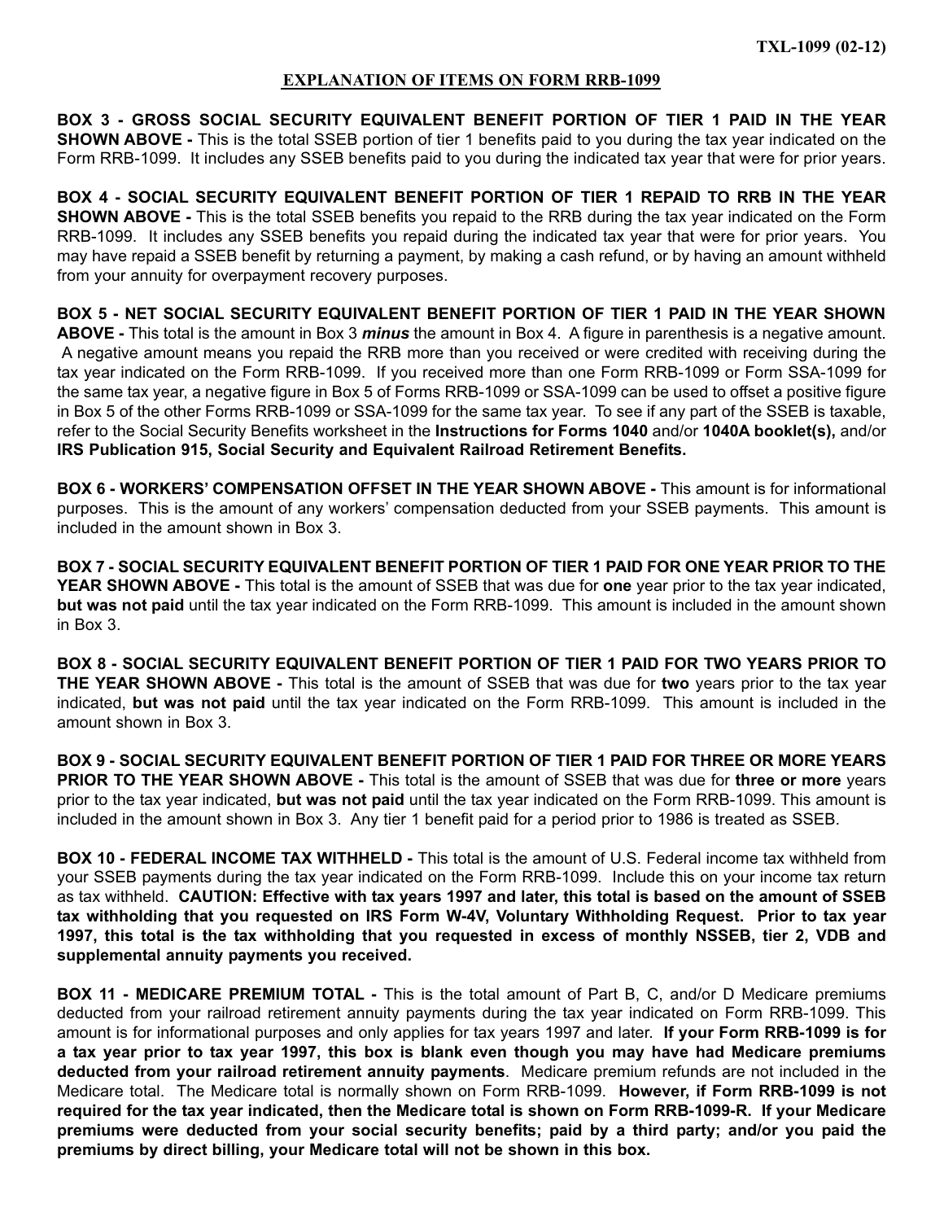TXL-1099 (02-12)

## EXPLANATION OF ITEMS ON FORM RRB-1099

**BOX 3 - GROSS SOCIAL SECURITY EQUIVALENT BENEFIT PORTION OF TIER 1 PAID IN THE YEAR SHOWN ABOVE -** This is the total SSEB portion of tier 1 benefits paid to you during the tax year indicated on the Form RRB-1099. It includes any SSEB benefits paid to you during the indicated tax year that were for prior years.

**BOX 4 - SOCIAL SECURITY EQUIVALENT BENEFIT PORTION OF TIER 1 REPAID TO RRB IN THE YEAR SHOWN ABOVE -** This is the total SSEB benefits you repaid to the RRB during the tax year indicated on the Form RRB-1099. It includes any SSEB benefits you repaid during the indicated tax year that were for prior years. You may have repaid a SSEB benefit by returning a payment, by making a cash refund, or by having an amount withheld from your annuity for overpayment recovery purposes.

**BOX 5 - NET SOCIAL SECURITY EQUIVALENT BENEFIT PORTION OF TIER 1 PAID IN THE YEAR SHOWN ABOVE -** This total is the amount in Box 3 ***minus*** the amount in Box 4. A figure in parenthesis is a negative amount. A negative amount means you repaid the RRB more than you received or were credited with receiving during the tax year indicated on the Form RRB-1099. If you received more than one Form RRB-1099 or Form SSA-1099 for the same tax year, a negative figure in Box 5 of Forms RRB-1099 or SSA-1099 can be used to offset a positive figure in Box 5 of the other Forms RRB-1099 or SSA-1099 for the same tax year. To see if any part of the SSEB is taxable, refer to the Social Security Benefits worksheet in the **Instructions for Forms 1040** and/or **1040A booklet(s),** and/or **IRS Publication 915, Social Security and Equivalent Railroad Retirement Benefits.**

**BOX 6 - WORKERS' COMPENSATION OFFSET IN THE YEAR SHOWN ABOVE -** This amount is for informational purposes. This is the amount of any workers' compensation deducted from your SSEB payments. This amount is included in the amount shown in Box 3.

**BOX 7 - SOCIAL SECURITY EQUIVALENT BENEFIT PORTION OF TIER 1 PAID FOR ONE YEAR PRIOR TO THE YEAR SHOWN ABOVE -** This total is the amount of SSEB that was due for **one** year prior to the tax year indicated, **but was not paid** until the tax year indicated on the Form RRB-1099. This amount is included in the amount shown in Box 3.

**BOX 8 - SOCIAL SECURITY EQUIVALENT BENEFIT PORTION OF TIER 1 PAID FOR TWO YEARS PRIOR TO THE YEAR SHOWN ABOVE -** This total is the amount of SSEB that was due for **two** years prior to the tax year indicated, **but was not paid** until the tax year indicated on the Form RRB-1099. This amount is included in the amount shown in Box 3.

**BOX 9 - SOCIAL SECURITY EQUIVALENT BENEFIT PORTION OF TIER 1 PAID FOR THREE OR MORE YEARS PRIOR TO THE YEAR SHOWN ABOVE -** This total is the amount of SSEB that was due for **three or more** years prior to the tax year indicated, **but was not paid** until the tax year indicated on the Form RRB-1099. This amount is included in the amount shown in Box 3. Any tier 1 benefit paid for a period prior to 1986 is treated as SSEB.

**BOX 10 - FEDERAL INCOME TAX WITHHELD -** This total is the amount of U.S. Federal income tax withheld from your SSEB payments during the tax year indicated on the Form RRB-1099. Include this on your income tax return as tax withheld. **CAUTION: Effective with tax years 1997 and later, this total is based on the amount of SSEB tax withholding that you requested on IRS Form W-4V, Voluntary Withholding Request. Prior to tax year 1997, this total is the tax withholding that you requested in excess of monthly NSSEB, tier 2, VDB and supplemental annuity payments you received.**

**BOX 11 - MEDICARE PREMIUM TOTAL -** This is the total amount of Part B, C, and/or D Medicare premiums deducted from your railroad retirement annuity payments during the tax year indicated on Form RRB-1099. This amount is for informational purposes and only applies for tax years 1997 and later. **If your Form RRB-1099 is for a tax year prior to tax year 1997, this box is blank even though you may have had Medicare premiums deducted from your railroad retirement annuity payments**. Medicare premium refunds are not included in the Medicare total. The Medicare total is normally shown on Form RRB-1099. **However, if Form RRB-1099 is not required for the tax year indicated, then the Medicare total is shown on Form RRB-1099-R. If your Medicare premiums were deducted from your social security benefits; paid by a third party; and/or you paid the premiums by direct billing, your Medicare total will not be shown in this box.**